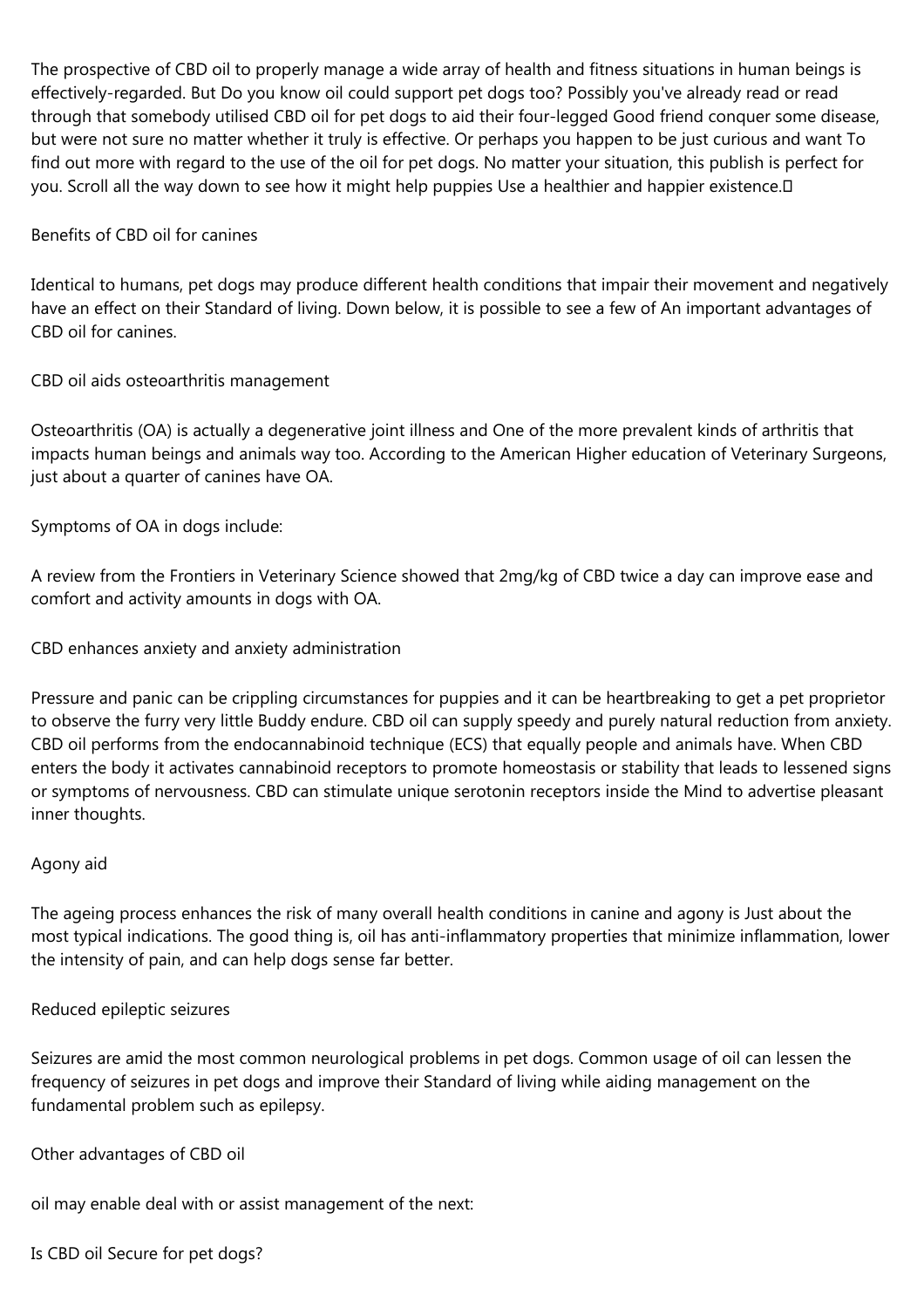The prospective of CBD oil to properly manage a wide array of health and fitness situations in human beings is effectively-regarded. But Do you know oil could support pet dogs too? Possibly you've already read or read through that somebody utilised CBD oil for pet dogs to aid their four-legged Good friend conquer some disease, but were not sure no matter whether it truly is effective. Or perhaps you happen to be just curious and want To find out more with regard to the use of the oil for pet dogs. No matter your situation, this publish is perfect for you. Scroll all the way down to see how it might help puppies Use a healthier and happier existence.

## Benefits of CBD oil for canines

Identical to humans, pet dogs may produce different health conditions that impair their movement and negatively have an effect on their Standard of living. Down below, it is possible to see a few of An important advantages of CBD oil for canines.

### CBD oil aids osteoarthritis management

Osteoarthritis (OA) is actually a degenerative joint illness and One of the more prevalent kinds of arthritis that impacts human beings and animals way too. According to the American Higher education of Veterinary Surgeons, just about a quarter of canines have OA.

Symptoms of OA in dogs include:

A review from the Frontiers in Veterinary Science showed that 2mg/kg of CBD twice a day can improve ease and comfort and activity amounts in dogs with OA.

### CBD enhances anxiety and anxiety administration

Pressure and panic can be crippling circumstances for puppies and it can be heartbreaking to get a pet proprietor to observe the furry very little Buddy endure. CBD oil can supply speedy and purely natural reduction from anxiety. CBD oil performs from the endocannabinoid technique (ECS) that equally people and animals have. When CBD enters the body it activates cannabinoid receptors to promote homeostasis or stability that leads to lessened signs or symptoms of nervousness. CBD can stimulate unique serotonin receptors inside the Mind to advertise pleasant inner thoughts.

### Agony aid

The ageing process enhances the risk of many overall health conditions in canine and agony is Just about the most typical indications. The good thing is, oil has anti-inflammatory properties that minimize inflammation, lower the intensity of pain, and can help dogs sense far better.

### Reduced epileptic seizures

Seizures are amid the most common neurological problems in pet dogs. Common usage of oil can lessen the frequency of seizures in pet dogs and improve their Standard of living while aiding management on the fundamental problem such as epilepsy.

### Other advantages of CBD oil

oil may enable deal with or assist management of the next:

## Is CBD oil Secure for pet dogs?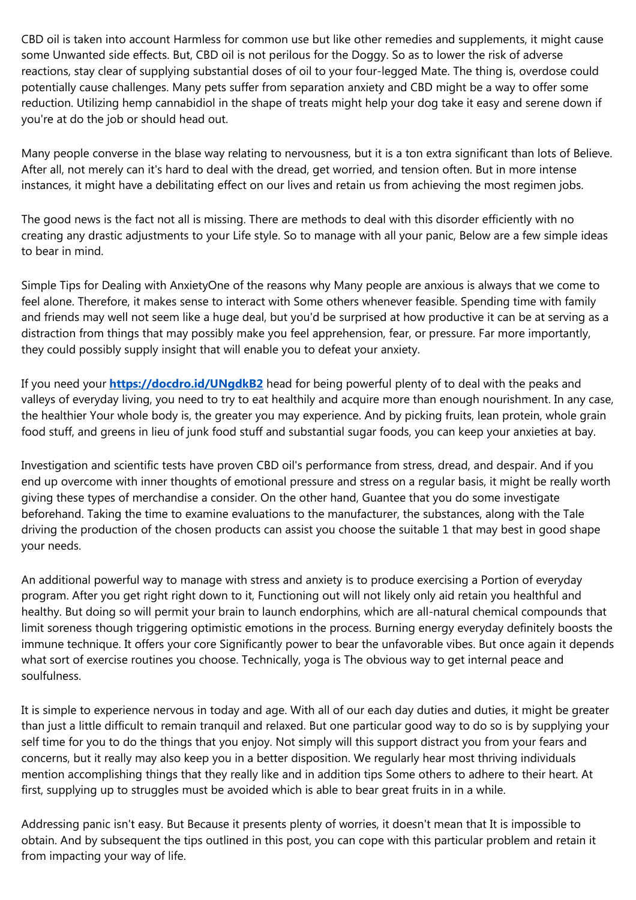CBD oil is taken into account Harmless for common use but like other remedies and supplements, it might cause some Unwanted side effects. But, CBD oil is not perilous for the Doggy. So as to lower the risk of adverse reactions, stay clear of supplying substantial doses of oil to your four-legged Mate. The thing is, overdose could potentially cause challenges. Many pets suffer from separation anxiety and CBD might be a way to offer some reduction. Utilizing hemp cannabidiol in the shape of treats might help your dog take it easy and serene down if you're at do the job or should head out.

Many people converse in the blase way relating to nervousness, but it is a ton extra significant than lots of Believe. After all, not merely can it's hard to deal with the dread, get worried, and tension often. But in more intense instances, it might have a debilitating effect on our lives and retain us from achieving the most regimen jobs.

The good news is the fact not all is missing. There are methods to deal with this disorder efficiently with no creating any drastic adjustments to your Life style. So to manage with all your panic, Below are a few simple ideas to bear in mind.

Simple Tips for Dealing with AnxietyOne of the reasons why Many people are anxious is always that we come to feel alone. Therefore, it makes sense to interact with Some others whenever feasible. Spending time with family and friends may well not seem like a huge deal, but you'd be surprised at how productive it can be at serving as a distraction from things that may possibly make you feel apprehension, fear, or pressure. Far more importantly, they could possibly supply insight that will enable you to defeat your anxiety.

If you need your **https://docdro.id/UNgdkB2** head for being powerful plenty of to deal with the peaks and valleys of everyday living, you need to try to eat healthily and acquire more than enough nourishment. In any case, the healthier Your whole body is, the greater you may experience. And by picking fruits, lean protein, whole grain food stuff, and greens in lieu of junk food stuff and substantial sugar foods, you can keep your anxieties at bay.

Investigation and scientific tests have proven CBD oil's performance from stress, dread, and despair. And if you end up overcome with inner thoughts of emotional pressure and stress on a regular basis, it might be really worth giving these types of merchandise a consider. On the other hand, Guantee that you do some investigate beforehand. Taking the time to examine evaluations to the manufacturer, the substances, along with the Tale driving the production of the chosen products can assist you choose the suitable 1 that may best in good shape your needs.

An additional powerful way to manage with stress and anxiety is to produce exercising a Portion of everyday program. After you get right right down to it, Functioning out will not likely only aid retain you healthful and healthy. But doing so will permit your brain to launch endorphins, which are all-natural chemical compounds that limit soreness though triggering optimistic emotions in the process. Burning energy everyday definitely boosts the immune technique. It offers your core Significantly power to bear the unfavorable vibes. But once again it depends what sort of exercise routines you choose. Technically, yoga is The obvious way to get internal peace and soulfulness.

It is simple to experience nervous in today and age. With all of our each day duties and duties, it might be greater than just a little difficult to remain tranquil and relaxed. But one particular good way to do so is by supplying your self time for you to do the things that you enjoy. Not simply will this support distract you from your fears and concerns, but it really may also keep you in a better disposition. We regularly hear most thriving individuals mention accomplishing things that they really like and in addition tips Some others to adhere to their heart. At first, supplying up to struggles must be avoided which is able to bear great fruits in in a while.

Addressing panic isn't easy. But Because it presents plenty of worries, it doesn't mean that It is impossible to obtain. And by subsequent the tips outlined in this post, you can cope with this particular problem and retain it from impacting your way of life.